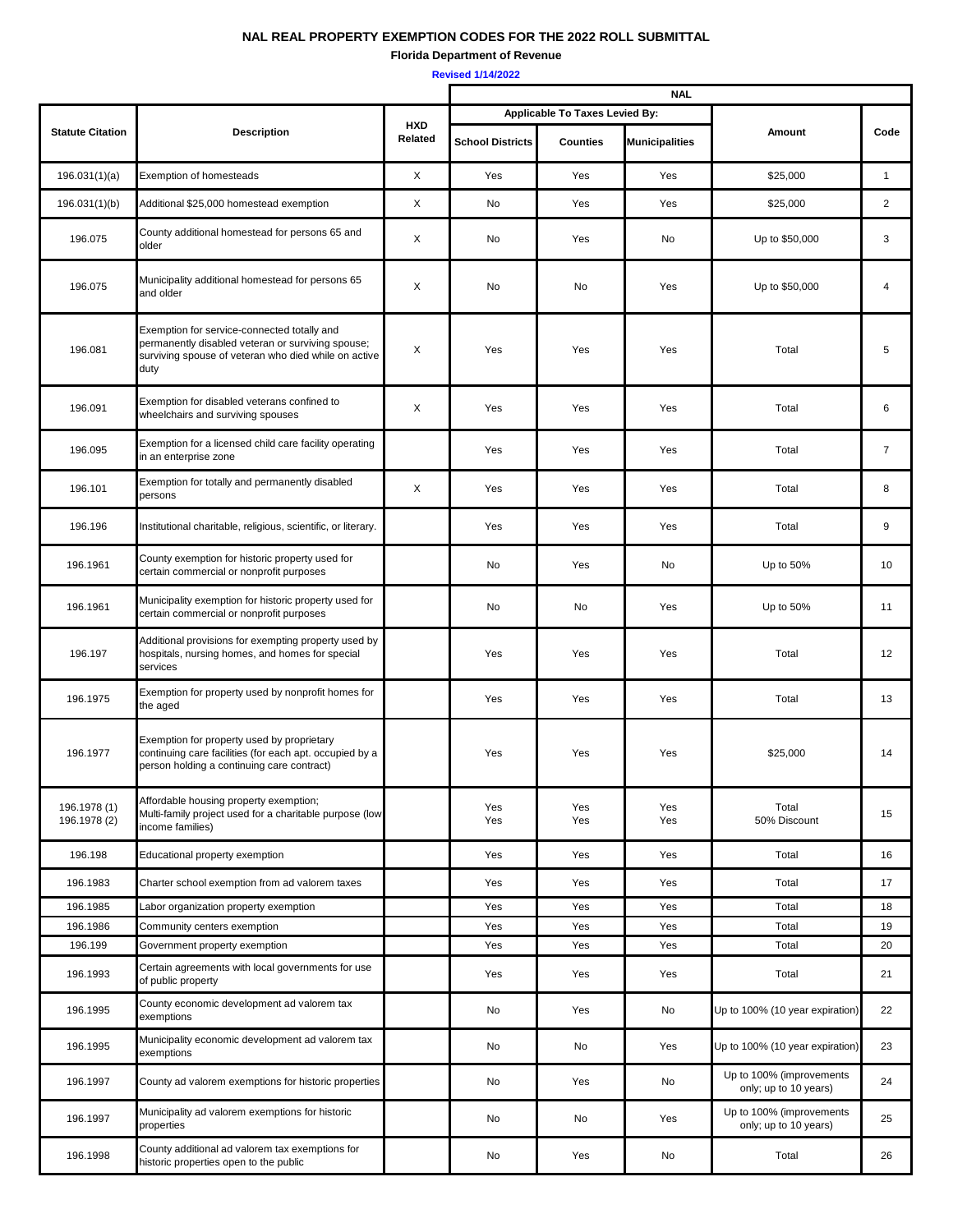# NAL REAL PROPERTY EXEMPTION CODES FOR THE 2022 ROLL SUBMITTAL

**Florida Department of Revenue**

**Revised 1/14/2022**

| Statute Citation | Description | HXD Related | NAL | | | | |
|---|---|---|---|---|---|---|---|
| | | | Applicable To Taxes Levied By: | | | Amount | Code |
| | | | School Districts | Counties | Municipalities | | |
| 196.031(1)(a) | Exemption of homesteads | X | Yes | Yes | Yes | $25,000 | 1 |
| 196.031(1)(b) | Additional $25,000 homestead exemption | X | No | Yes | Yes | $25,000 | 2 |
| 196.075 | County additional homestead for persons 65 and older | X | No | Yes | No | Up to $50,000 | 3 |
| 196.075 | Municipality additional homestead for persons 65 and older | X | No | No | Yes | Up to $50,000 | 4 |
| 196.081 | Exemption for service-connected totally and permanently disabled veteran or surviving spouse; surviving spouse of veteran who died while on active duty | X | Yes | Yes | Yes | Total | 5 |
| 196.091 | Exemption for disabled veterans confined to wheelchairs and surviving spouses | X | Yes | Yes | Yes | Total | 6 |
| 196.095 | Exemption for a licensed child care facility operating in an enterprise zone | | Yes | Yes | Yes | Total | 7 |
| 196.101 | Exemption for totally and permanently disabled persons | X | Yes | Yes | Yes | Total | 8 |
| 196.196 | Institutional charitable, religious, scientific, or literary. | | Yes | Yes | Yes | Total | 9 |
| 196.1961 | County exemption for historic property used for certain commercial or nonprofit purposes | | No | Yes | No | Up to 50% | 10 |
| 196.1961 | Municipality exemption for historic property used for certain commercial or nonprofit purposes | | No | No | Yes | Up to 50% | 11 |
| 196.197 | Additional provisions for exempting property used by hospitals, nursing homes, and homes for special services | | Yes | Yes | Yes | Total | 12 |
| 196.1975 | Exemption for property used by nonprofit homes for the aged | | Yes | Yes | Yes | Total | 13 |
| 196.1977 | Exemption for property used by proprietary continuing care facilities (for each apt. occupied by a person holding a continuing care contract) | | Yes | Yes | Yes | $25,000 | 14 |
| 196.1978 (1)<br>196.1978 (2) | Affordable housing property exemption; Multi-family project used for a charitable purpose (low income families) | | Yes<br>Yes | Yes<br>Yes | Yes<br>Yes | Total<br>50% Discount | 15 |
| 196.198 | Educational property exemption | | Yes | Yes | Yes | Total | 16 |
| 196.1983 | Charter school exemption from ad valorem taxes | | Yes | Yes | Yes | Total | 17 |
| 196.1985 | Labor organization property exemption | | Yes | Yes | Yes | Total | 18 |
| 196.1986 | Community centers exemption | | Yes | Yes | Yes | Total | 19 |
| 196.199 | Government property exemption | | Yes | Yes | Yes | Total | 20 |
| 196.1993 | Certain agreements with local governments for use of public property | | Yes | Yes | Yes | Total | 21 |
| 196.1995 | County economic development ad valorem tax exemptions | | No | Yes | No | Up to 100% (10 year expiration) | 22 |
| 196.1995 | Municipality economic development ad valorem tax exemptions | | No | No | Yes | Up to 100% (10 year expiration) | 23 |
| 196.1997 | County ad valorem exemptions for historic properties | | No | Yes | No | Up to 100% (improvements only; up to 10 years) | 24 |
| 196.1997 | Municipality ad valorem exemptions for historic properties | | No | No | Yes | Up to 100% (improvements only; up to 10 years) | 25 |
| 196.1998 | County additional ad valorem tax exemptions for historic properties open to the public | | No | Yes | No | Total | 26 |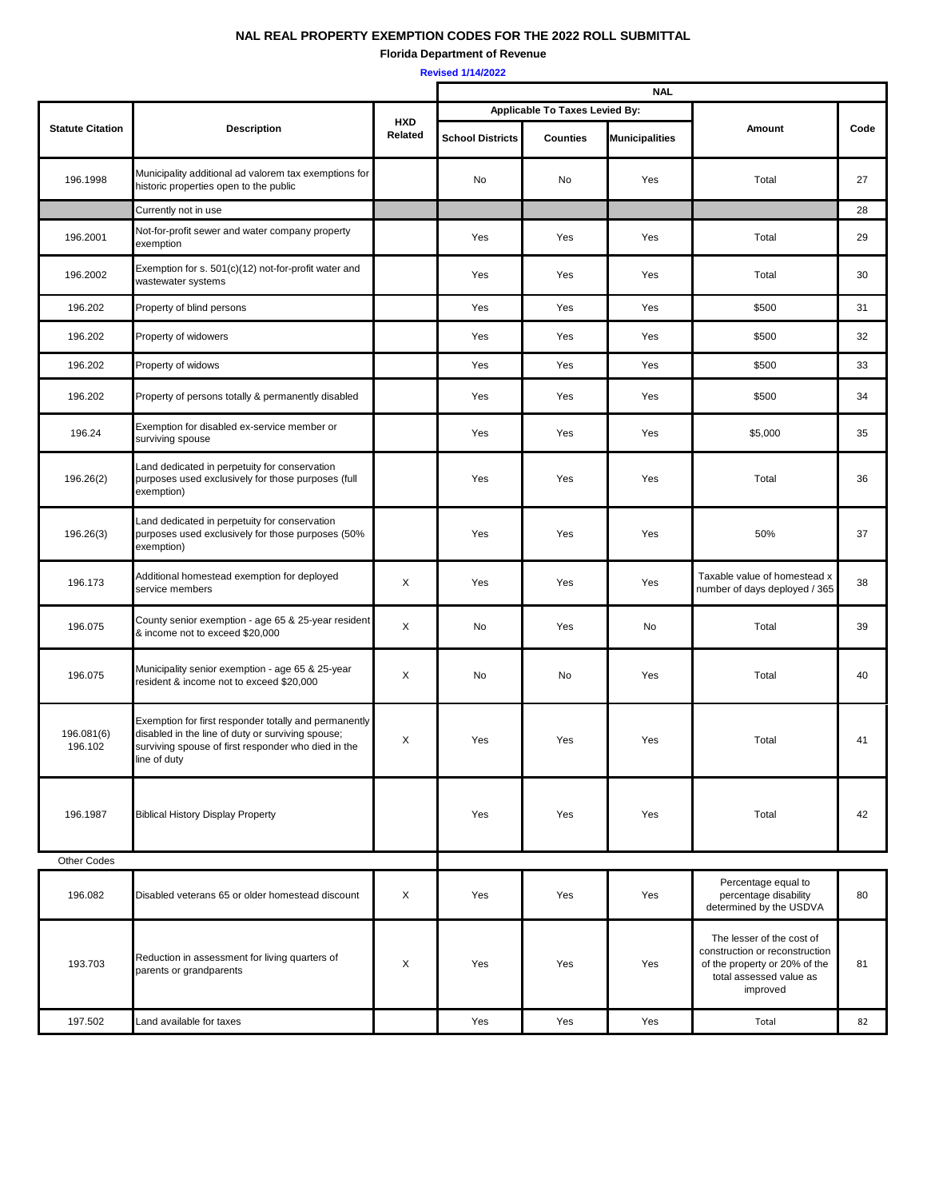# NAL REAL PROPERTY EXEMPTION CODES FOR THE 2022 ROLL SUBMITTAL

**Florida Department of Revenue**

**Revised 1/14/2022**

| Statute Citation | Description | HXD Related | NAL | | | | |
|---|---|---|---|---|---|---|---|
| | | | Applicable To Taxes Levied By: | | | Amount | Code |
| | | | School Districts | Counties | Municipalities | | |
| 196.1998 | Municipality additional ad valorem tax exemptions for historic properties open to the public | | No | No | Yes | Total | 27 |
| | Currently not in use | | | | | | 28 |
| 196.2001 | Not-for-profit sewer and water company property exemption | | Yes | Yes | Yes | Total | 29 |
| 196.2002 | Exemption for s. 501(c)(12) not-for-profit water and wastewater systems | | Yes | Yes | Yes | Total | 30 |
| 196.202 | Property of blind persons | | Yes | Yes | Yes | $500 | 31 |
| 196.202 | Property of widowers | | Yes | Yes | Yes | $500 | 32 |
| 196.202 | Property of widows | | Yes | Yes | Yes | $500 | 33 |
| 196.202 | Property of persons totally & permanently disabled | | Yes | Yes | Yes | $500 | 34 |
| 196.24 | Exemption for disabled ex-service member or surviving spouse | | Yes | Yes | Yes | $5,000 | 35 |
| 196.26(2) | Land dedicated in perpetuity for conservation purposes used exclusively for those purposes (full exemption) | | Yes | Yes | Yes | Total | 36 |
| 196.26(3) | Land dedicated in perpetuity for conservation purposes used exclusively for those purposes (50% exemption) | | Yes | Yes | Yes | 50% | 37 |
| 196.173 | Additional homestead exemption for deployed service members | X | Yes | Yes | Yes | Taxable value of homestead x number of days deployed / 365 | 38 |
| 196.075 | County senior exemption - age 65 & 25-year resident & income not to exceed $20,000 | X | No | Yes | No | Total | 39 |
| 196.075 | Municipality senior exemption - age 65 & 25-year resident & income not to exceed $20,000 | X | No | No | Yes | Total | 40 |
| 196.081(6) 196.102 | Exemption for first responder totally and permanently disabled in the line of duty or surviving spouse; surviving spouse of first responder who died in the line of duty | X | Yes | Yes | Yes | Total | 41 |
| 196.1987 | Biblical History Display Property | | Yes | Yes | Yes | Total | 42 |
| Other Codes | | | | | | | |
| 196.082 | Disabled veterans 65 or older homestead discount | X | Yes | Yes | Yes | Percentage equal to percentage disability determined by the USDVA | 80 |
| 193.703 | Reduction in assessment for living quarters of parents or grandparents | X | Yes | Yes | Yes | The lesser of the cost of construction or reconstruction of the property or 20% of the total assessed value as improved | 81 |
| 197.502 | Land available for taxes | | Yes | Yes | Yes | Total | 82 |